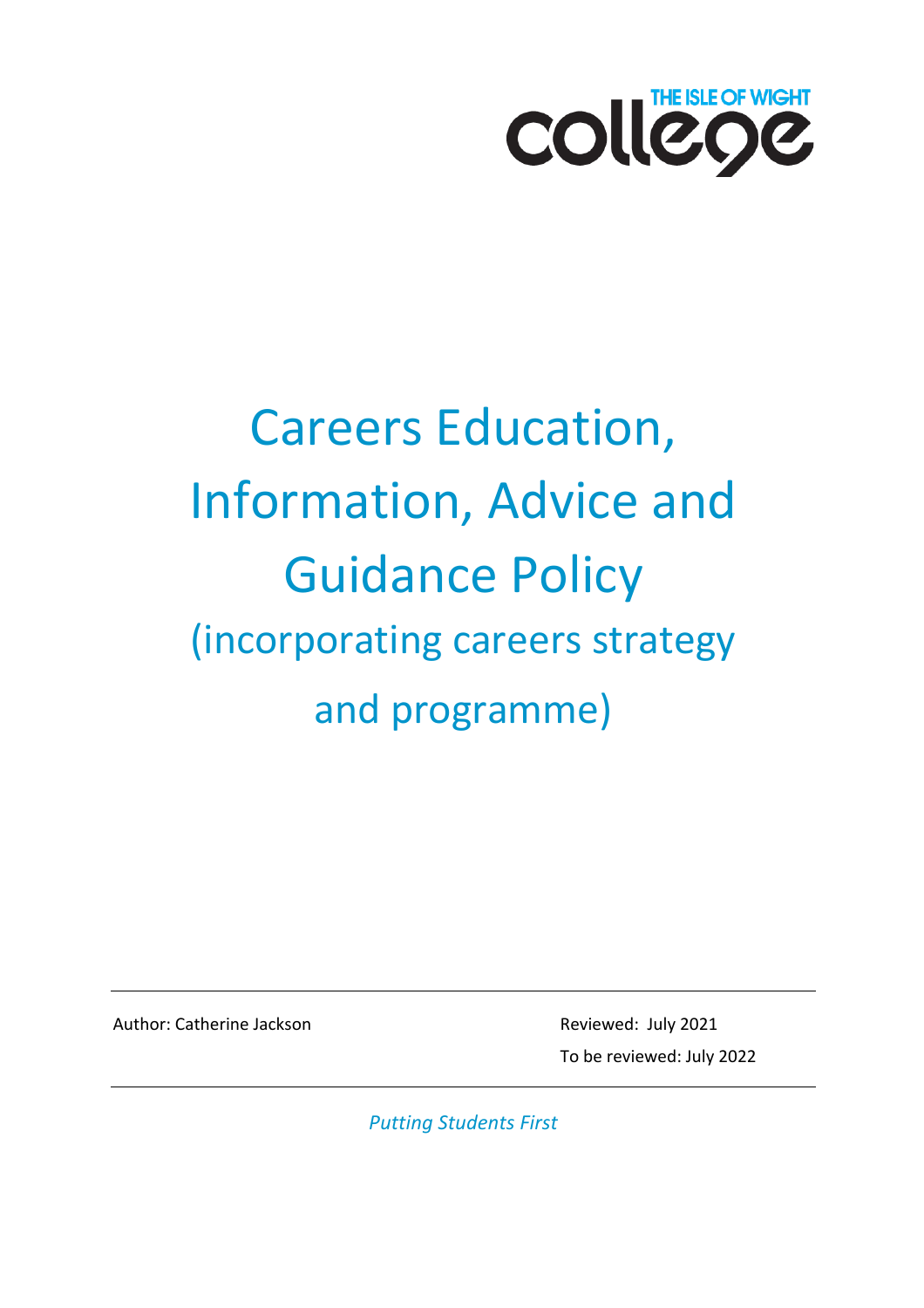THE ISLE OF WIGHT college

# Careers Education, Information, Advice and Guidance Policy

## (incorporating careers strategy and programme)

Author: Catherine Jackson

Reviewed: July 2021

To be reviewed: July 2022

*Putting Students First*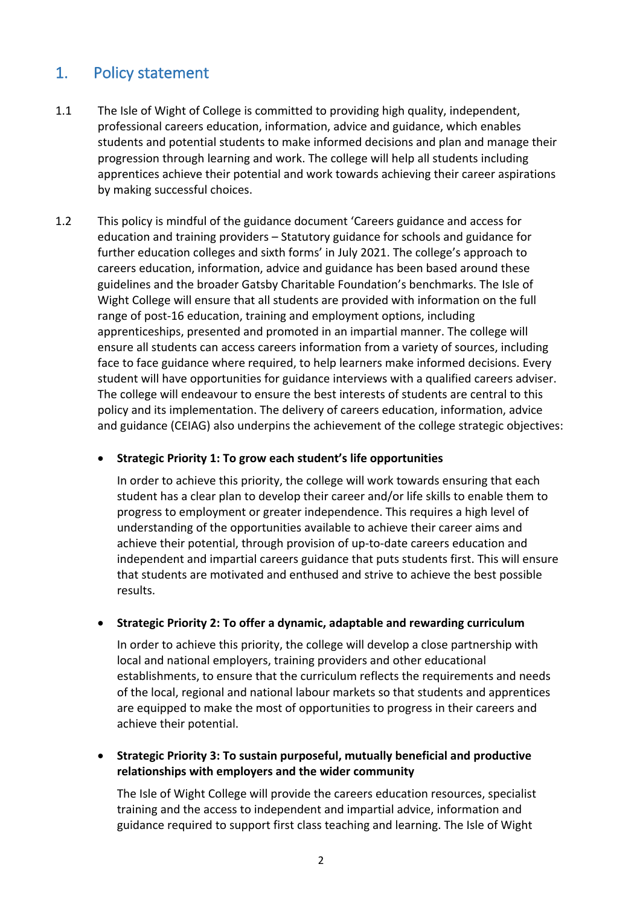## 1. Policy statement

1.1 The Isle of Wight of College is committed to providing high quality, independent, professional careers education, information, advice and guidance, which enables students and potential students to make informed decisions and plan and manage their progression through learning and work. The college will help all students including apprentices achieve their potential and work towards achieving their career aspirations by making successful choices.

1.2 This policy is mindful of the guidance document 'Careers guidance and access for education and training providers – Statutory guidance for schools and guidance for further education colleges and sixth forms' in July 2021. The college's approach to careers education, information, advice and guidance has been based around these guidelines and the broader Gatsby Charitable Foundation's benchmarks. The Isle of Wight College will ensure that all students are provided with information on the full range of post-16 education, training and employment options, including apprenticeships, presented and promoted in an impartial manner. The college will ensure all students can access careers information from a variety of sources, including face to face guidance where required, to help learners make informed decisions. Every student will have opportunities for guidance interviews with a qualified careers adviser. The college will endeavour to ensure the best interests of students are central to this policy and its implementation. The delivery of careers education, information, advice and guidance (CEIAG) also underpins the achievement of the college strategic objectives:

- **Strategic Priority 1: To grow each student's life opportunities**

  In order to achieve this priority, the college will work towards ensuring that each student has a clear plan to develop their career and/or life skills to enable them to progress to employment or greater independence. This requires a high level of understanding of the opportunities available to achieve their career aims and achieve their potential, through provision of up-to-date careers education and independent and impartial careers guidance that puts students first. This will ensure that students are motivated and enthused and strive to achieve the best possible results.

- **Strategic Priority 2: To offer a dynamic, adaptable and rewarding curriculum**

  In order to achieve this priority, the college will develop a close partnership with local and national employers, training providers and other educational establishments, to ensure that the curriculum reflects the requirements and needs of the local, regional and national labour markets so that students and apprentices are equipped to make the most of opportunities to progress in their careers and achieve their potential.

- **Strategic Priority 3: To sustain purposeful, mutually beneficial and productive relationships with employers and the wider community**

  The Isle of Wight College will provide the careers education resources, specialist training and the access to independent and impartial advice, information and guidance required to support first class teaching and learning. The Isle of Wight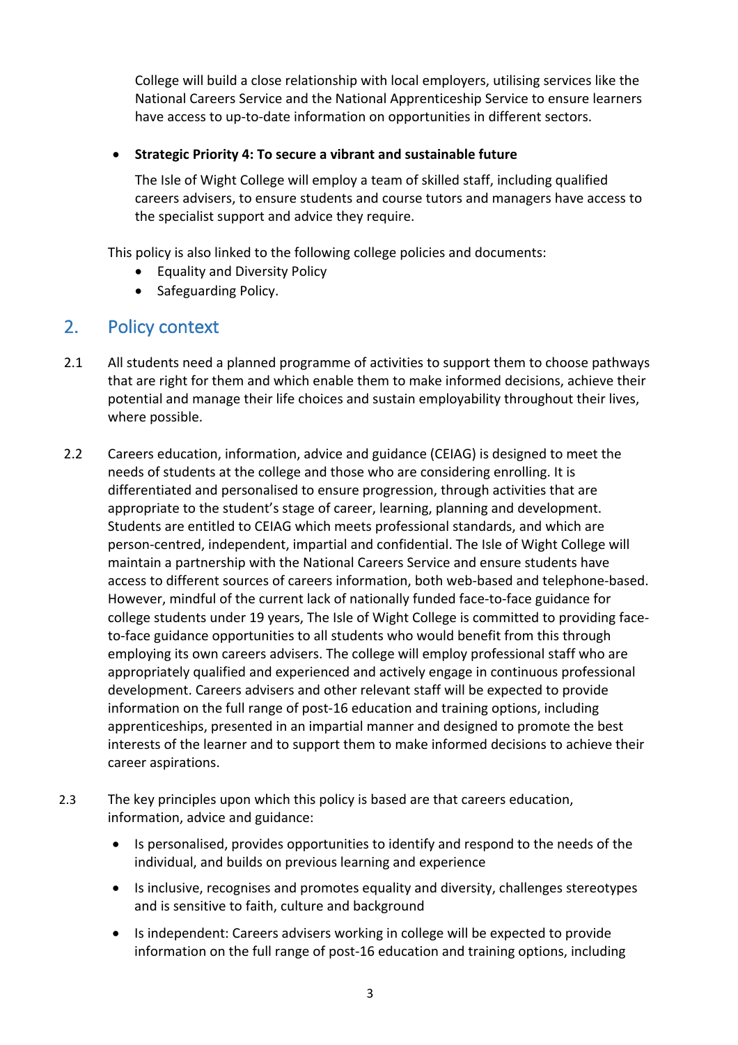College will build a close relationship with local employers, utilising services like the National Careers Service and the National Apprenticeship Service to ensure learners have access to up-to-date information on opportunities in different sectors.

- **Strategic Priority 4: To secure a vibrant and sustainable future**

  The Isle of Wight College will employ a team of skilled staff, including qualified careers advisers, to ensure students and course tutors and managers have access to the specialist support and advice they require.

This policy is also linked to the following college policies and documents:

- Equality and Diversity Policy
- Safeguarding Policy.

## 2. Policy context

2.1 All students need a planned programme of activities to support them to choose pathways that are right for them and which enable them to make informed decisions, achieve their potential and manage their life choices and sustain employability throughout their lives, where possible.

2.2 Careers education, information, advice and guidance (CEIAG) is designed to meet the needs of students at the college and those who are considering enrolling. It is differentiated and personalised to ensure progression, through activities that are appropriate to the student's stage of career, learning, planning and development. Students are entitled to CEIAG which meets professional standards, and which are person-centred, independent, impartial and confidential. The Isle of Wight College will maintain a partnership with the National Careers Service and ensure students have access to different sources of careers information, both web-based and telephone-based. However, mindful of the current lack of nationally funded face-to-face guidance for college students under 19 years, The Isle of Wight College is committed to providing face-to-face guidance opportunities to all students who would benefit from this through employing its own careers advisers. The college will employ professional staff who are appropriately qualified and experienced and actively engage in continuous professional development. Careers advisers and other relevant staff will be expected to provide information on the full range of post-16 education and training options, including apprenticeships, presented in an impartial manner and designed to promote the best interests of the learner and to support them to make informed decisions to achieve their career aspirations.

2.3 The key principles upon which this policy is based are that careers education, information, advice and guidance:

- Is personalised, provides opportunities to identify and respond to the needs of the individual, and builds on previous learning and experience
- Is inclusive, recognises and promotes equality and diversity, challenges stereotypes and is sensitive to faith, culture and background
- Is independent: Careers advisers working in college will be expected to provide information on the full range of post-16 education and training options, including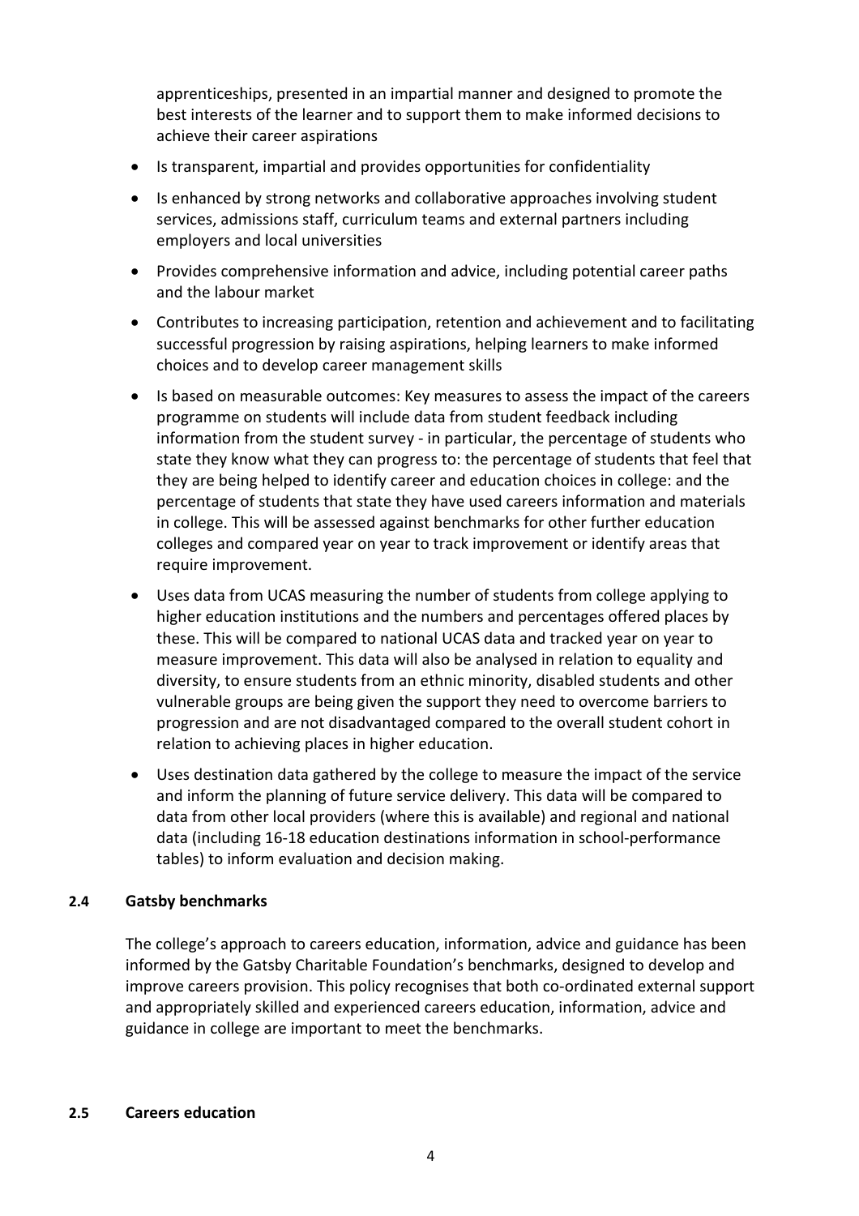apprenticeships, presented in an impartial manner and designed to promote the best interests of the learner and to support them to make informed decisions to achieve their career aspirations

- Is transparent, impartial and provides opportunities for confidentiality
- Is enhanced by strong networks and collaborative approaches involving student services, admissions staff, curriculum teams and external partners including employers and local universities
- Provides comprehensive information and advice, including potential career paths and the labour market
- Contributes to increasing participation, retention and achievement and to facilitating successful progression by raising aspirations, helping learners to make informed choices and to develop career management skills
- Is based on measurable outcomes: Key measures to assess the impact of the careers programme on students will include data from student feedback including information from the student survey - in particular, the percentage of students who state they know what they can progress to: the percentage of students that feel that they are being helped to identify career and education choices in college: and the percentage of students that state they have used careers information and materials in college. This will be assessed against benchmarks for other further education colleges and compared year on year to track improvement or identify areas that require improvement.
- Uses data from UCAS measuring the number of students from college applying to higher education institutions and the numbers and percentages offered places by these. This will be compared to national UCAS data and tracked year on year to measure improvement. This data will also be analysed in relation to equality and diversity, to ensure students from an ethnic minority, disabled students and other vulnerable groups are being given the support they need to overcome barriers to progression and are not disadvantaged compared to the overall student cohort in relation to achieving places in higher education.
- Uses destination data gathered by the college to measure the impact of the service and inform the planning of future service delivery. This data will be compared to data from other local providers (where this is available) and regional and national data (including 16-18 education destinations information in school-performance tables) to inform evaluation and decision making.

### 2.4 Gatsby benchmarks

The college's approach to careers education, information, advice and guidance has been informed by the Gatsby Charitable Foundation's benchmarks, designed to develop and improve careers provision. This policy recognises that both co-ordinated external support and appropriately skilled and experienced careers education, information, advice and guidance in college are important to meet the benchmarks.

### 2.5 Careers education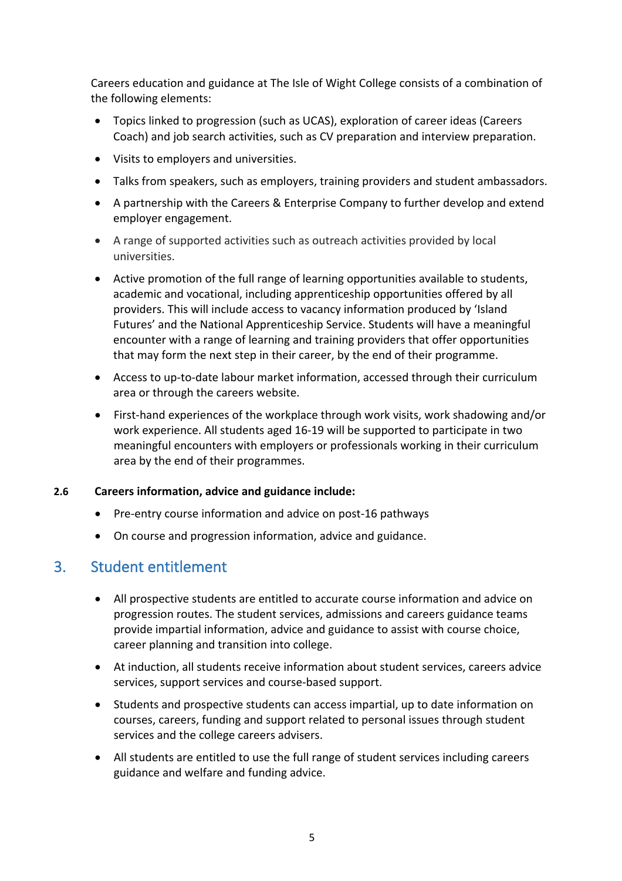Careers education and guidance at The Isle of Wight College consists of a combination of the following elements:

- Topics linked to progression (such as UCAS), exploration of career ideas (Careers Coach) and job search activities, such as CV preparation and interview preparation.
- Visits to employers and universities.
- Talks from speakers, such as employers, training providers and student ambassadors.
- A partnership with the Careers & Enterprise Company to further develop and extend employer engagement.
- A range of supported activities such as outreach activities provided by local universities.
- Active promotion of the full range of learning opportunities available to students, academic and vocational, including apprenticeship opportunities offered by all providers. This will include access to vacancy information produced by 'Island Futures' and the National Apprenticeship Service. Students will have a meaningful encounter with a range of learning and training providers that offer opportunities that may form the next step in their career, by the end of their programme.
- Access to up-to-date labour market information, accessed through their curriculum area or through the careers website.
- First-hand experiences of the workplace through work visits, work shadowing and/or work experience. All students aged 16-19 will be supported to participate in two meaningful encounters with employers or professionals working in their curriculum area by the end of their programmes.

**2.6 Careers information, advice and guidance include:**

- Pre-entry course information and advice on post-16 pathways
- On course and progression information, advice and guidance.

## 3. Student entitlement

- All prospective students are entitled to accurate course information and advice on progression routes. The student services, admissions and careers guidance teams provide impartial information, advice and guidance to assist with course choice, career planning and transition into college.
- At induction, all students receive information about student services, careers advice services, support services and course-based support.
- Students and prospective students can access impartial, up to date information on courses, careers, funding and support related to personal issues through student services and the college careers advisers.
- All students are entitled to use the full range of student services including careers guidance and welfare and funding advice.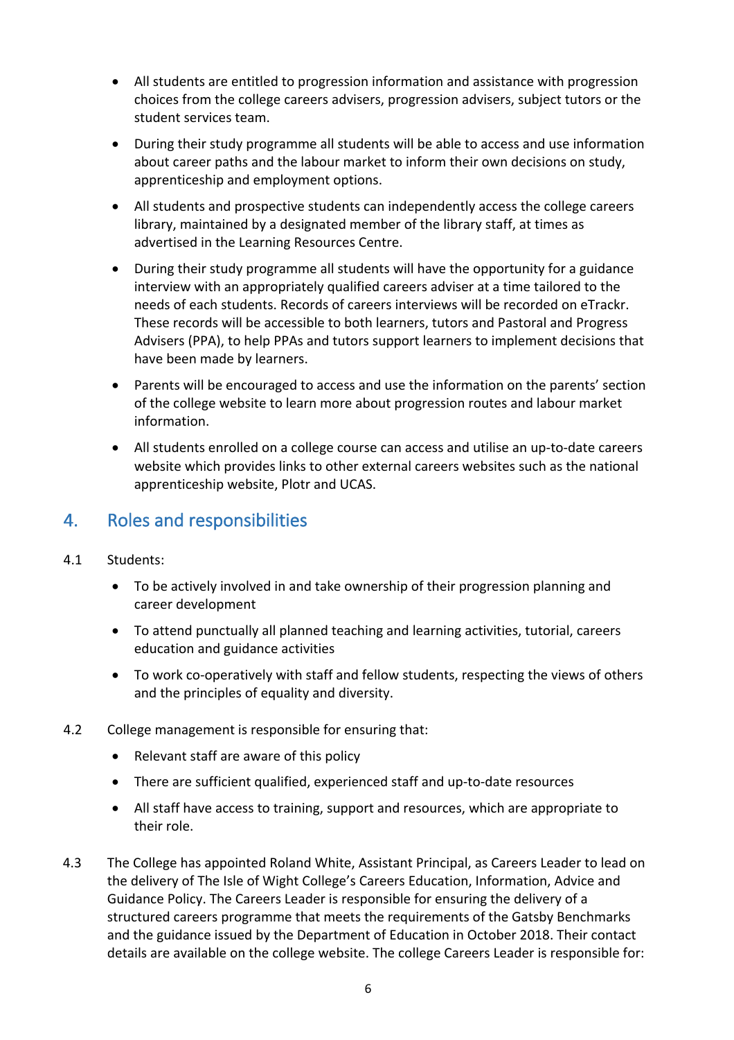- All students are entitled to progression information and assistance with progression choices from the college careers advisers, progression advisers, subject tutors or the student services team.
- During their study programme all students will be able to access and use information about career paths and the labour market to inform their own decisions on study, apprenticeship and employment options.
- All students and prospective students can independently access the college careers library, maintained by a designated member of the library staff, at times as advertised in the Learning Resources Centre.
- During their study programme all students will have the opportunity for a guidance interview with an appropriately qualified careers adviser at a time tailored to the needs of each students. Records of careers interviews will be recorded on eTrackr. These records will be accessible to both learners, tutors and Pastoral and Progress Advisers (PPA), to help PPAs and tutors support learners to implement decisions that have been made by learners.
- Parents will be encouraged to access and use the information on the parents' section of the college website to learn more about progression routes and labour market information.
- All students enrolled on a college course can access and utilise an up-to-date careers website which provides links to other external careers websites such as the national apprenticeship website, Plotr and UCAS.

## 4. Roles and responsibilities

4.1 Students:

- To be actively involved in and take ownership of their progression planning and career development
- To attend punctually all planned teaching and learning activities, tutorial, careers education and guidance activities
- To work co-operatively with staff and fellow students, respecting the views of others and the principles of equality and diversity.

4.2 College management is responsible for ensuring that:

- Relevant staff are aware of this policy
- There are sufficient qualified, experienced staff and up-to-date resources
- All staff have access to training, support and resources, which are appropriate to their role.

4.3 The College has appointed Roland White, Assistant Principal, as Careers Leader to lead on the delivery of The Isle of Wight College's Careers Education, Information, Advice and Guidance Policy. The Careers Leader is responsible for ensuring the delivery of a structured careers programme that meets the requirements of the Gatsby Benchmarks and the guidance issued by the Department of Education in October 2018. Their contact details are available on the college website. The college Careers Leader is responsible for: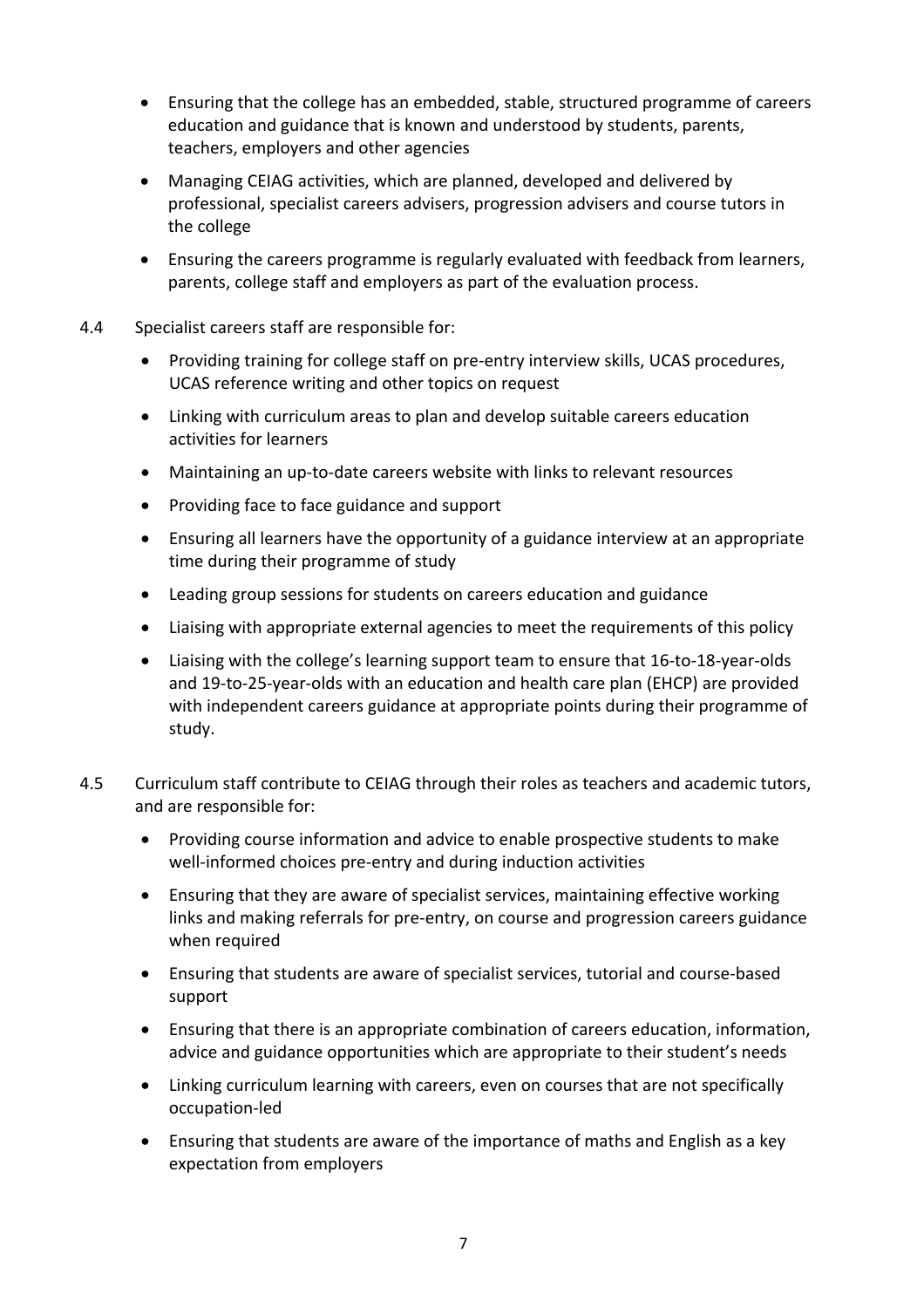- Ensuring that the college has an embedded, stable, structured programme of careers education and guidance that is known and understood by students, parents, teachers, employers and other agencies
- Managing CEIAG activities, which are planned, developed and delivered by professional, specialist careers advisers, progression advisers and course tutors in the college
- Ensuring the careers programme is regularly evaluated with feedback from learners, parents, college staff and employers as part of the evaluation process.

4.4 Specialist careers staff are responsible for:

- Providing training for college staff on pre-entry interview skills, UCAS procedures, UCAS reference writing and other topics on request
- Linking with curriculum areas to plan and develop suitable careers education activities for learners
- Maintaining an up-to-date careers website with links to relevant resources
- Providing face to face guidance and support
- Ensuring all learners have the opportunity of a guidance interview at an appropriate time during their programme of study
- Leading group sessions for students on careers education and guidance
- Liaising with appropriate external agencies to meet the requirements of this policy
- Liaising with the college's learning support team to ensure that 16-to-18-year-olds and 19-to-25-year-olds with an education and health care plan (EHCP) are provided with independent careers guidance at appropriate points during their programme of study.

4.5 Curriculum staff contribute to CEIAG through their roles as teachers and academic tutors, and are responsible for:

- Providing course information and advice to enable prospective students to make well-informed choices pre-entry and during induction activities
- Ensuring that they are aware of specialist services, maintaining effective working links and making referrals for pre-entry, on course and progression careers guidance when required
- Ensuring that students are aware of specialist services, tutorial and course-based support
- Ensuring that there is an appropriate combination of careers education, information, advice and guidance opportunities which are appropriate to their student's needs
- Linking curriculum learning with careers, even on courses that are not specifically occupation-led
- Ensuring that students are aware of the importance of maths and English as a key expectation from employers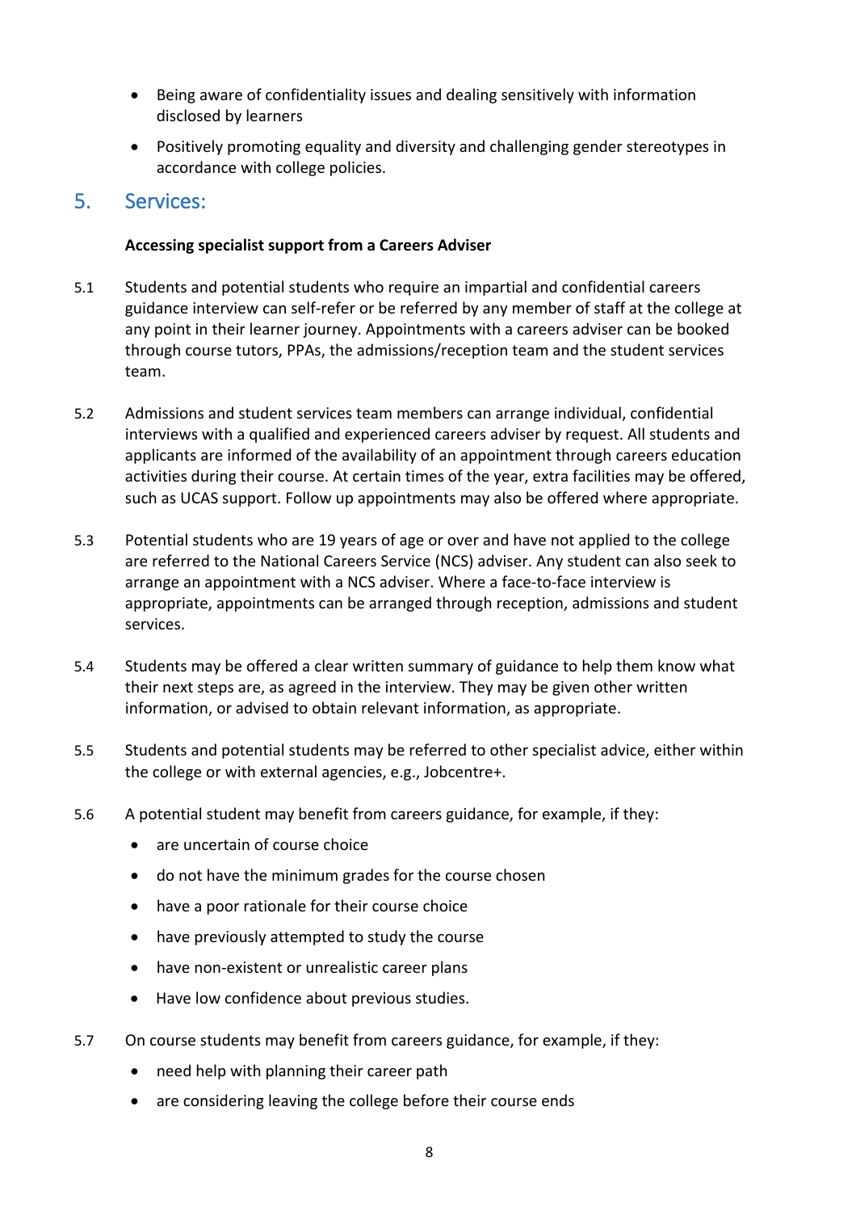- Being aware of confidentiality issues and dealing sensitively with information disclosed by learners
- Positively promoting equality and diversity and challenging gender stereotypes in accordance with college policies.

## 5. Services:

**Accessing specialist support from a Careers Adviser**

5.1 Students and potential students who require an impartial and confidential careers guidance interview can self-refer or be referred by any member of staff at the college at any point in their learner journey. Appointments with a careers adviser can be booked through course tutors, PPAs, the admissions/reception team and the student services team.

5.2 Admissions and student services team members can arrange individual, confidential interviews with a qualified and experienced careers adviser by request. All students and applicants are informed of the availability of an appointment through careers education activities during their course. At certain times of the year, extra facilities may be offered, such as UCAS support. Follow up appointments may also be offered where appropriate.

5.3 Potential students who are 19 years of age or over and have not applied to the college are referred to the National Careers Service (NCS) adviser. Any student can also seek to arrange an appointment with a NCS adviser. Where a face-to-face interview is appropriate, appointments can be arranged through reception, admissions and student services.

5.4 Students may be offered a clear written summary of guidance to help them know what their next steps are, as agreed in the interview. They may be given other written information, or advised to obtain relevant information, as appropriate.

5.5 Students and potential students may be referred to other specialist advice, either within the college or with external agencies, e.g., Jobcentre+.

5.6 A potential student may benefit from careers guidance, for example, if they:

- are uncertain of course choice
- do not have the minimum grades for the course chosen
- have a poor rationale for their course choice
- have previously attempted to study the course
- have non-existent or unrealistic career plans
- Have low confidence about previous studies.

5.7 On course students may benefit from careers guidance, for example, if they:

- need help with planning their career path
- are considering leaving the college before their course ends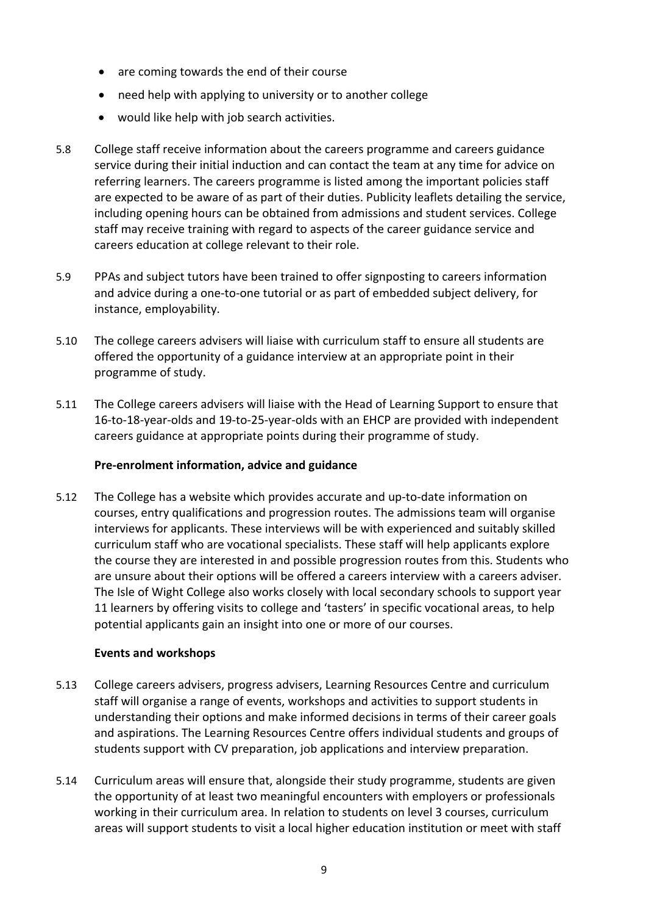- are coming towards the end of their course
- need help with applying to university or to another college
- would like help with job search activities.

5.8 College staff receive information about the careers programme and careers guidance service during their initial induction and can contact the team at any time for advice on referring learners. The careers programme is listed among the important policies staff are expected to be aware of as part of their duties. Publicity leaflets detailing the service, including opening hours can be obtained from admissions and student services. College staff may receive training with regard to aspects of the career guidance service and careers education at college relevant to their role.

5.9 PPAs and subject tutors have been trained to offer signposting to careers information and advice during a one-to-one tutorial or as part of embedded subject delivery, for instance, employability.

5.10 The college careers advisers will liaise with curriculum staff to ensure all students are offered the opportunity of a guidance interview at an appropriate point in their programme of study.

5.11 The College careers advisers will liaise with the Head of Learning Support to ensure that 16-to-18-year-olds and 19-to-25-year-olds with an EHCP are provided with independent careers guidance at appropriate points during their programme of study.

**Pre-enrolment information, advice and guidance**

5.12 The College has a website which provides accurate and up-to-date information on courses, entry qualifications and progression routes. The admissions team will organise interviews for applicants. These interviews will be with experienced and suitably skilled curriculum staff who are vocational specialists. These staff will help applicants explore the course they are interested in and possible progression routes from this. Students who are unsure about their options will be offered a careers interview with a careers adviser. The Isle of Wight College also works closely with local secondary schools to support year 11 learners by offering visits to college and 'tasters' in specific vocational areas, to help potential applicants gain an insight into one or more of our courses.

**Events and workshops**

5.13 College careers advisers, progress advisers, Learning Resources Centre and curriculum staff will organise a range of events, workshops and activities to support students in understanding their options and make informed decisions in terms of their career goals and aspirations. The Learning Resources Centre offers individual students and groups of students support with CV preparation, job applications and interview preparation.

5.14 Curriculum areas will ensure that, alongside their study programme, students are given the opportunity of at least two meaningful encounters with employers or professionals working in their curriculum area. In relation to students on level 3 courses, curriculum areas will support students to visit a local higher education institution or meet with staff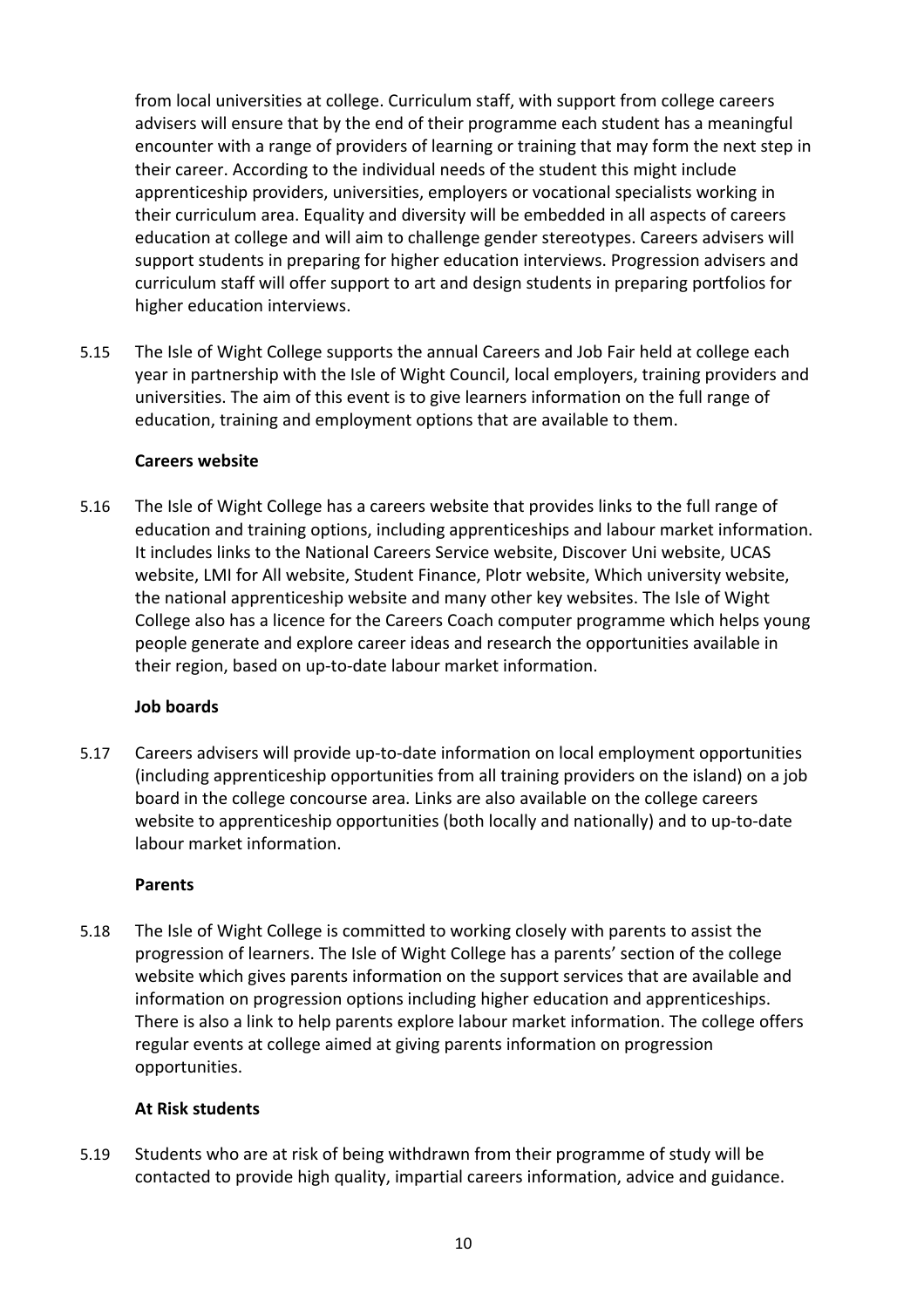from local universities at college. Curriculum staff, with support from college careers advisers will ensure that by the end of their programme each student has a meaningful encounter with a range of providers of learning or training that may form the next step in their career. According to the individual needs of the student this might include apprenticeship providers, universities, employers or vocational specialists working in their curriculum area. Equality and diversity will be embedded in all aspects of careers education at college and will aim to challenge gender stereotypes. Careers advisers will support students in preparing for higher education interviews. Progression advisers and curriculum staff will offer support to art and design students in preparing portfolios for higher education interviews.

5.15 The Isle of Wight College supports the annual Careers and Job Fair held at college each year in partnership with the Isle of Wight Council, local employers, training providers and universities. The aim of this event is to give learners information on the full range of education, training and employment options that are available to them.

**Careers website**

5.16 The Isle of Wight College has a careers website that provides links to the full range of education and training options, including apprenticeships and labour market information. It includes links to the National Careers Service website, Discover Uni website, UCAS website, LMI for All website, Student Finance, Plotr website, Which university website, the national apprenticeship website and many other key websites. The Isle of Wight College also has a licence for the Careers Coach computer programme which helps young people generate and explore career ideas and research the opportunities available in their region, based on up-to-date labour market information.

**Job boards**

5.17 Careers advisers will provide up-to-date information on local employment opportunities (including apprenticeship opportunities from all training providers on the island) on a job board in the college concourse area. Links are also available on the college careers website to apprenticeship opportunities (both locally and nationally) and to up-to-date labour market information.

**Parents**

5.18 The Isle of Wight College is committed to working closely with parents to assist the progression of learners. The Isle of Wight College has a parents' section of the college website which gives parents information on the support services that are available and information on progression options including higher education and apprenticeships. There is also a link to help parents explore labour market information. The college offers regular events at college aimed at giving parents information on progression opportunities.

**At Risk students**

5.19 Students who are at risk of being withdrawn from their programme of study will be contacted to provide high quality, impartial careers information, advice and guidance.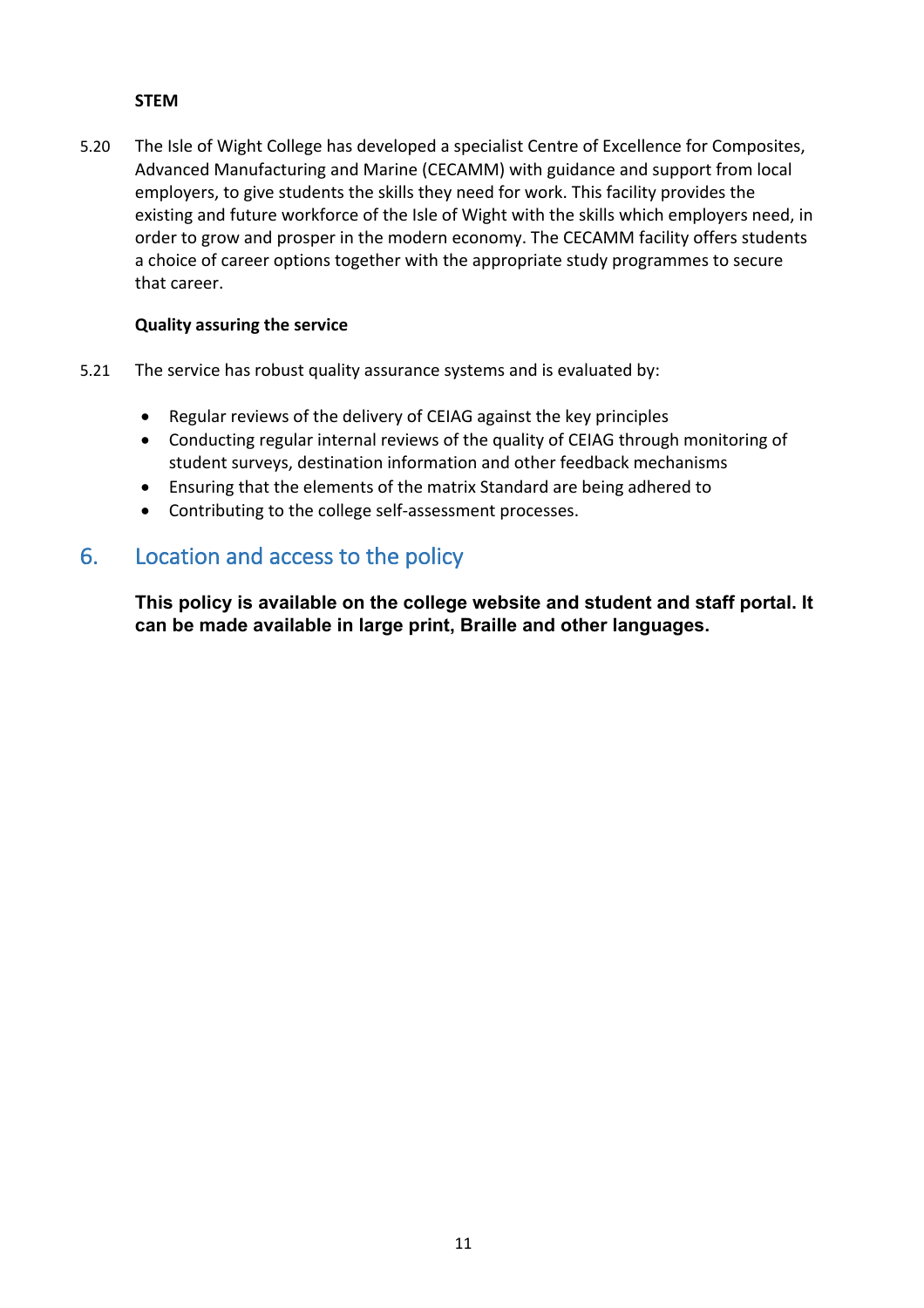**STEM**

5.20 The Isle of Wight College has developed a specialist Centre of Excellence for Composites, Advanced Manufacturing and Marine (CECAMM) with guidance and support from local employers, to give students the skills they need for work. This facility provides the existing and future workforce of the Isle of Wight with the skills which employers need, in order to grow and prosper in the modern economy. The CECAMM facility offers students a choice of career options together with the appropriate study programmes to secure that career.

**Quality assuring the service**

5.21 The service has robust quality assurance systems and is evaluated by:

- Regular reviews of the delivery of CEIAG against the key principles
- Conducting regular internal reviews of the quality of CEIAG through monitoring of student surveys, destination information and other feedback mechanisms
- Ensuring that the elements of the matrix Standard are being adhered to
- Contributing to the college self-assessment processes.

## 6. Location and access to the policy

**This policy is available on the college website and student and staff portal. It can be made available in large print, Braille and other languages.**